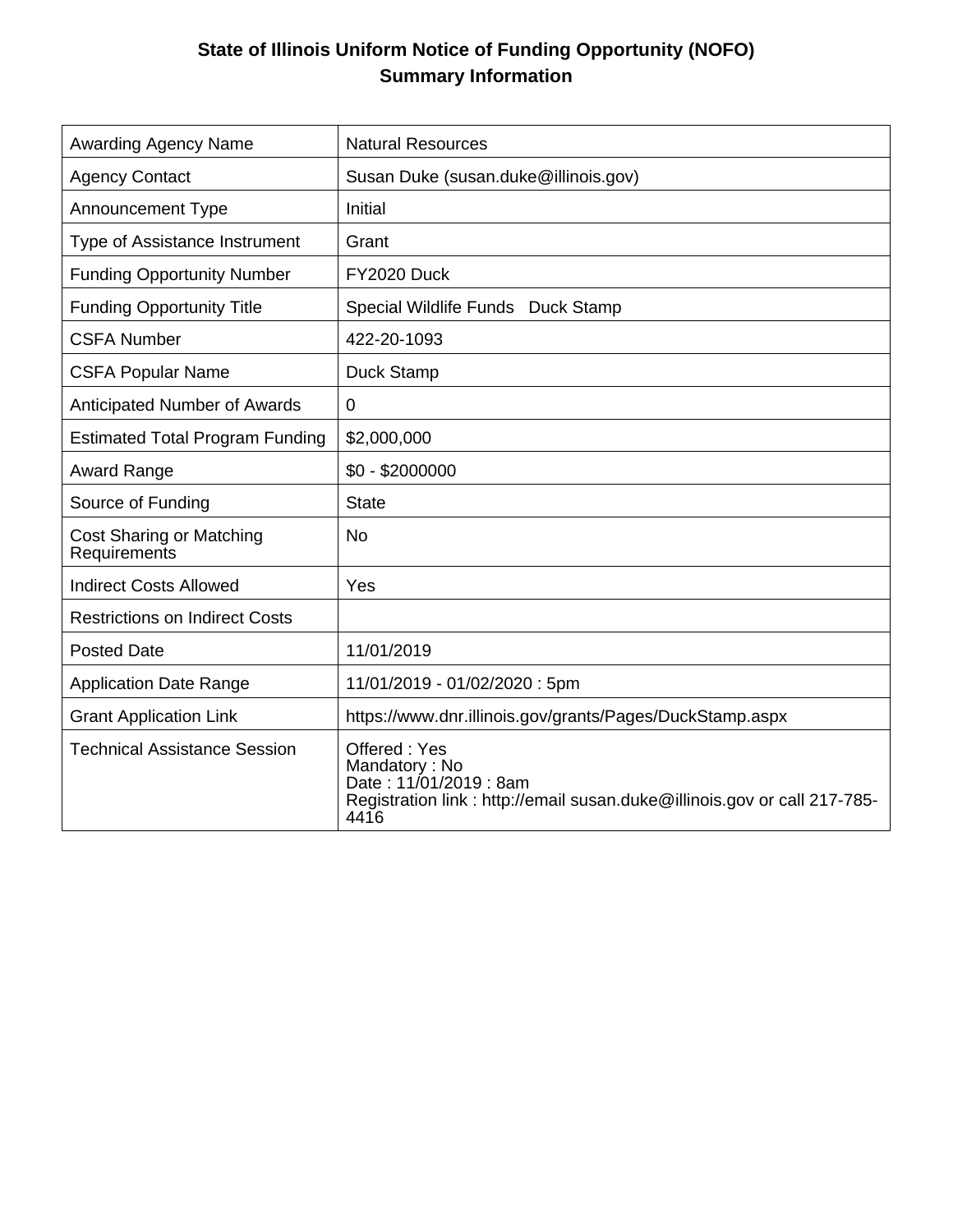# State of Illinois Uniform Notice of Funding Opportunity (NOFO)
## Summary Information

| | |
|---|---|
| Awarding Agency Name | Natural Resources |
| Agency Contact | Susan Duke (susan.duke@illinois.gov) |
| Announcement Type | Initial |
| Type of Assistance Instrument | Grant |
| Funding Opportunity Number | FY2020 Duck |
| Funding Opportunity Title | Special Wildlife Funds Duck Stamp |
| CSFA Number | 422-20-1093 |
| CSFA Popular Name | Duck Stamp |
| Anticipated Number of Awards | 0 |
| Estimated Total Program Funding | $2,000,000 |
| Award Range | $0 - $2000000 |
| Source of Funding | State |
| Cost Sharing or Matching Requirements | No |
| Indirect Costs Allowed | Yes |
| Restrictions on Indirect Costs | |
| Posted Date | 11/01/2019 |
| Application Date Range | 11/01/2019 - 01/02/2020 : 5pm |
| Grant Application Link | https://www.dnr.illinois.gov/grants/Pages/DuckStamp.aspx |
| Technical Assistance Session | Offered : Yes<br>Mandatory : No<br>Date : 11/01/2019 : 8am<br>Registration link : http://email susan.duke@illinois.gov or call 217-785-4416 |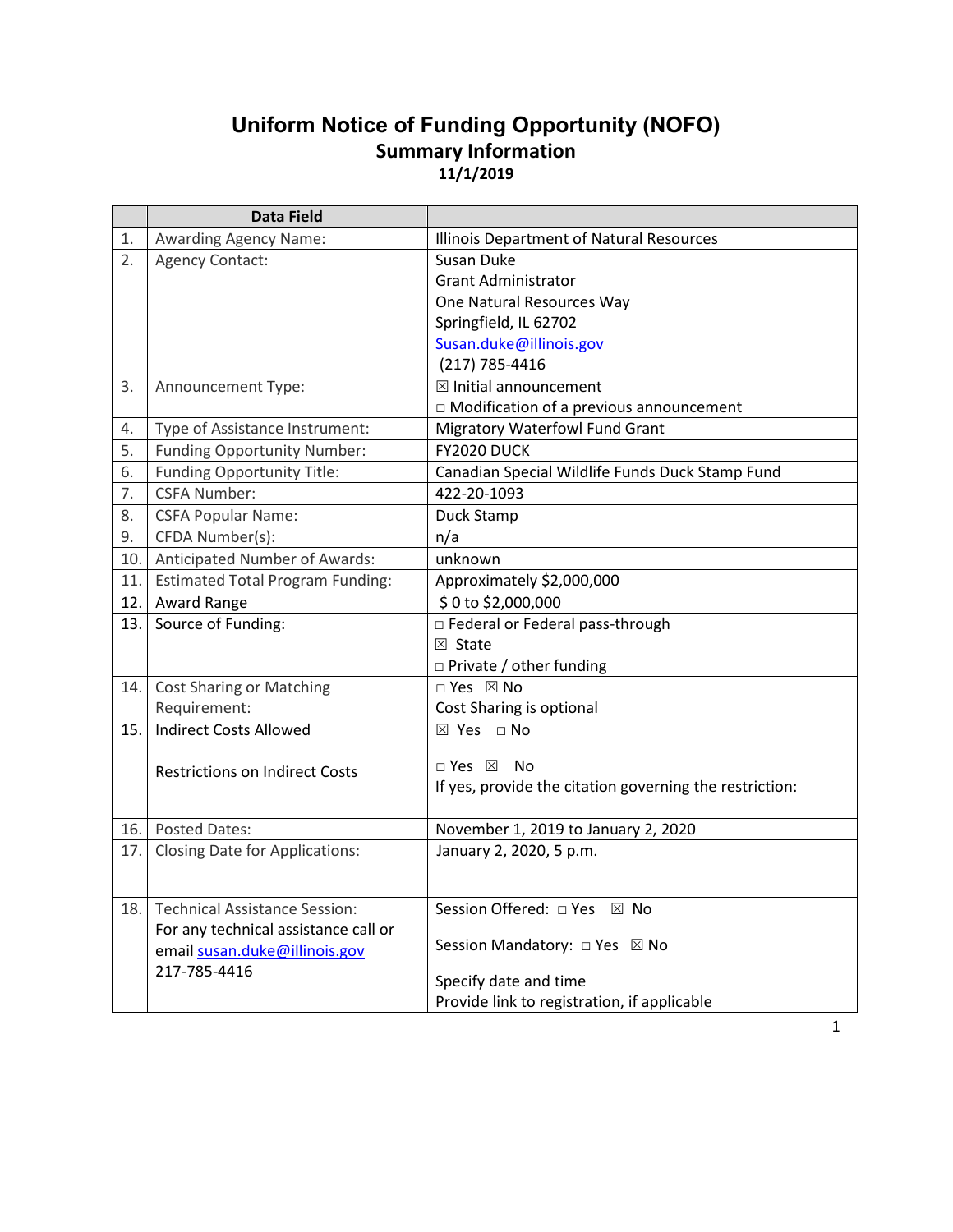# Uniform Notice of Funding Opportunity (NOFO)

## Summary Information

**11/1/2019**

| | Data Field | |
|---|---|---|
| 1. | Awarding Agency Name: | Illinois Department of Natural Resources |
| 2. | Agency Contact: | Susan Duke<br>Grant Administrator<br>One Natural Resources Way<br>Springfield, IL 62702<br>Susan.duke@illinois.gov<br>(217) 785-4416 |
| 3. | Announcement Type: | ☒ Initial announcement<br>□ Modification of a previous announcement |
| 4. | Type of Assistance Instrument: | Migratory Waterfowl Fund Grant |
| 5. | Funding Opportunity Number: | FY2020 DUCK |
| 6. | Funding Opportunity Title: | Canadian Special Wildlife Funds Duck Stamp Fund |
| 7. | CSFA Number: | 422-20-1093 |
| 8. | CSFA Popular Name: | Duck Stamp |
| 9. | CFDA Number(s): | n/a |
| 10. | Anticipated Number of Awards: | unknown |
| 11. | Estimated Total Program Funding: | Approximately $2,000,000 |
| 12. | Award Range | $ 0 to $2,000,000 |
| 13. | Source of Funding: | □ Federal or Federal pass-through<br>☒ State<br>□ Private / other funding |
| 14. | Cost Sharing or Matching Requirement: | □ Yes ☒ No<br>Cost Sharing is optional |
| 15. | Indirect Costs Allowed<br><br>Restrictions on Indirect Costs | ☒ Yes □ No<br><br>□ Yes ☒ No<br>If yes, provide the citation governing the restriction: |
| 16. | Posted Dates: | November 1, 2019 to January 2, 2020 |
| 17. | Closing Date for Applications: | January 2, 2020, 5 p.m. |
| 18. | Technical Assistance Session:<br>For any technical assistance call or email susan.duke@illinois.gov 217-785-4416 | Session Offered: □ Yes ☒ No<br><br>Session Mandatory: □ Yes ☒ No<br><br>Specify date and time<br>Provide link to registration, if applicable |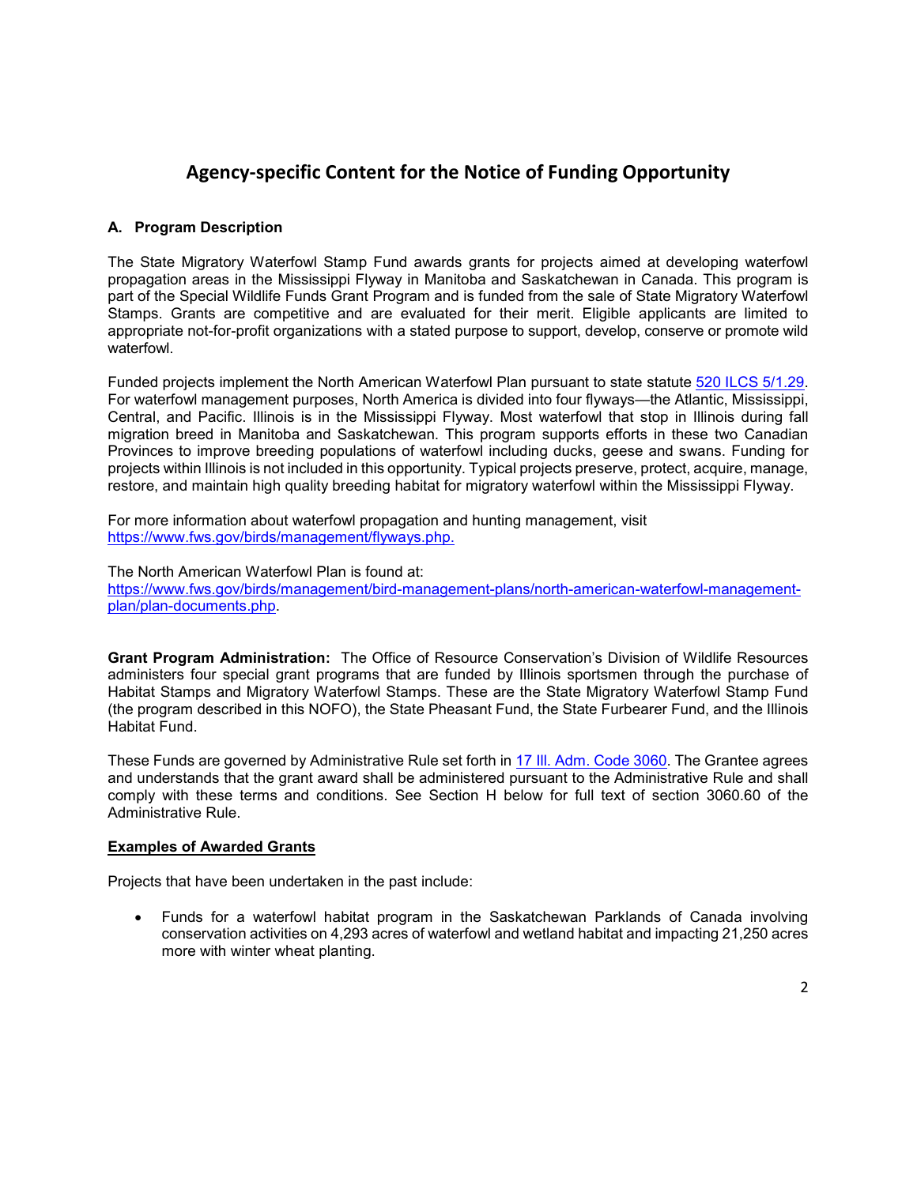# Agency-specific Content for the Notice of Funding Opportunity

## A. Program Description

The State Migratory Waterfowl Stamp Fund awards grants for projects aimed at developing waterfowl propagation areas in the Mississippi Flyway in Manitoba and Saskatchewan in Canada. This program is part of the Special Wildlife Funds Grant Program and is funded from the sale of State Migratory Waterfowl Stamps. Grants are competitive and are evaluated for their merit. Eligible applicants are limited to appropriate not-for-profit organizations with a stated purpose to support, develop, conserve or promote wild waterfowl.

Funded projects implement the North American Waterfowl Plan pursuant to state statute [520 ILCS 5/1.29](520 ILCS 5/1.29). For waterfowl management purposes, North America is divided into four flyways—the Atlantic, Mississippi, Central, and Pacific. Illinois is in the Mississippi Flyway. Most waterfowl that stop in Illinois during fall migration breed in Manitoba and Saskatchewan. This program supports efforts in these two Canadian Provinces to improve breeding populations of waterfowl including ducks, geese and swans. Funding for projects within Illinois is not included in this opportunity. Typical projects preserve, protect, acquire, manage, restore, and maintain high quality breeding habitat for migratory waterfowl within the Mississippi Flyway.

For more information about waterfowl propagation and hunting management, visit https://www.fws.gov/birds/management/flyways.php.

The North American Waterfowl Plan is found at:
https://www.fws.gov/birds/management/bird-management-plans/north-american-waterfowl-management-plan/plan-documents.php.

**Grant Program Administration:** The Office of Resource Conservation's Division of Wildlife Resources administers four special grant programs that are funded by Illinois sportsmen through the purchase of Habitat Stamps and Migratory Waterfowl Stamps. These are the State Migratory Waterfowl Stamp Fund (the program described in this NOFO), the State Pheasant Fund, the State Furbearer Fund, and the Illinois Habitat Fund.

These Funds are governed by Administrative Rule set forth in 17 Ill. Adm. Code 3060. The Grantee agrees and understands that the grant award shall be administered pursuant to the Administrative Rule and shall comply with these terms and conditions. See Section H below for full text of section 3060.60 of the Administrative Rule.

### Examples of Awarded Grants

Projects that have been undertaken in the past include:

- Funds for a waterfowl habitat program in the Saskatchewan Parklands of Canada involving conservation activities on 4,293 acres of waterfowl and wetland habitat and impacting 21,250 acres more with winter wheat planting.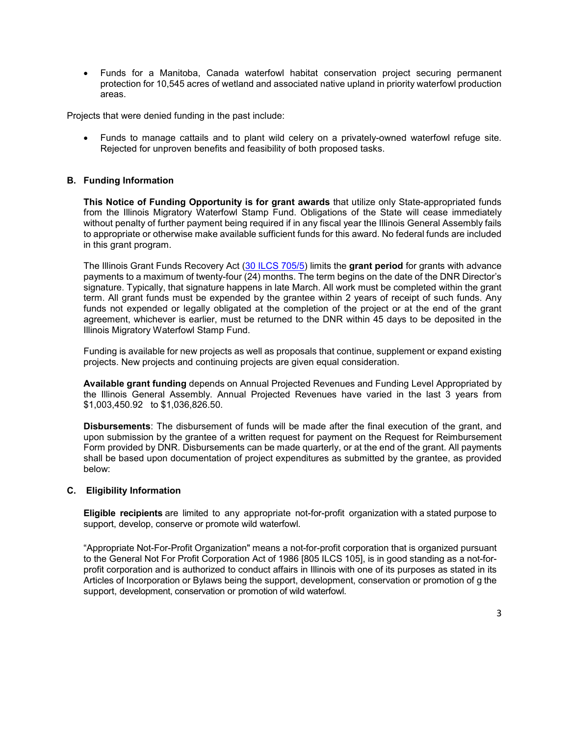- Funds for a Manitoba, Canada waterfowl habitat conservation project securing permanent protection for 10,545 acres of wetland and associated native upland in priority waterfowl production areas.

Projects that were denied funding in the past include:

- Funds to manage cattails and to plant wild celery on a privately-owned waterfowl refuge site. Rejected for unproven benefits and feasibility of both proposed tasks.

### B. Funding Information

**This Notice of Funding Opportunity is for grant awards** that utilize only State-appropriated funds from the Illinois Migratory Waterfowl Stamp Fund. Obligations of the State will cease immediately without penalty of further payment being required if in any fiscal year the Illinois General Assembly fails to appropriate or otherwise make available sufficient funds for this award. No federal funds are included in this grant program.

The Illinois Grant Funds Recovery Act (30 ILCS 705/5) limits the **grant period** for grants with advance payments to a maximum of twenty-four (24) months. The term begins on the date of the DNR Director's signature. Typically, that signature happens in late March. All work must be completed within the grant term. All grant funds must be expended by the grantee within 2 years of receipt of such funds. Any funds not expended or legally obligated at the completion of the project or at the end of the grant agreement, whichever is earlier, must be returned to the DNR within 45 days to be deposited in the Illinois Migratory Waterfowl Stamp Fund.

Funding is available for new projects as well as proposals that continue, supplement or expand existing projects. New projects and continuing projects are given equal consideration.

**Available grant funding** depends on Annual Projected Revenues and Funding Level Appropriated by the Illinois General Assembly. Annual Projected Revenues have varied in the last 3 years from $1,003,450.92 to $1,036,826.50.

**Disbursements**: The disbursement of funds will be made after the final execution of the grant, and upon submission by the grantee of a written request for payment on the Request for Reimbursement Form provided by DNR. Disbursements can be made quarterly, or at the end of the grant. All payments shall be based upon documentation of project expenditures as submitted by the grantee, as provided below:

### C. Eligibility Information

**Eligible recipients** are limited to any appropriate not-for-profit organization with a stated purpose to support, develop, conserve or promote wild waterfowl.

"Appropriate Not-For-Profit Organization" means a not-for-profit corporation that is organized pursuant to the General Not For Profit Corporation Act of 1986 [805 ILCS 105], is in good standing as a not-for-profit corporation and is authorized to conduct affairs in Illinois with one of its purposes as stated in its Articles of Incorporation or Bylaws being the support, development, conservation or promotion of g the support, development, conservation or promotion of wild waterfowl.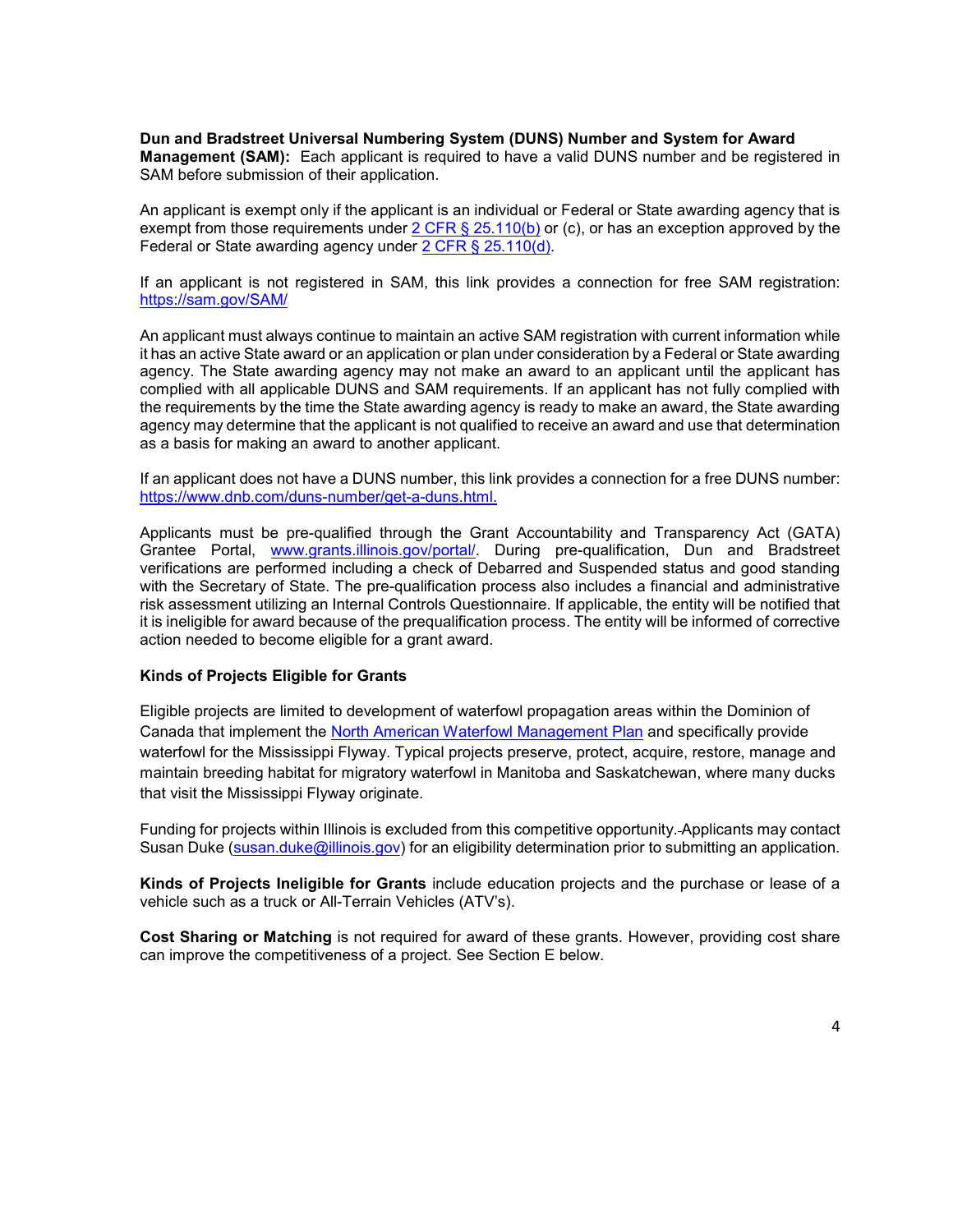**Dun and Bradstreet Universal Numbering System (DUNS) Number and System for Award Management (SAM):** Each applicant is required to have a valid DUNS number and be registered in SAM before submission of their application.

An applicant is exempt only if the applicant is an individual or Federal or State awarding agency that is exempt from those requirements under 2 CFR § 25.110(b) or (c), or has an exception approved by the Federal or State awarding agency under 2 CFR § 25.110(d).

If an applicant is not registered in SAM, this link provides a connection for free SAM registration: https://sam.gov/SAM/

An applicant must always continue to maintain an active SAM registration with current information while it has an active State award or an application or plan under consideration by a Federal or State awarding agency. The State awarding agency may not make an award to an applicant until the applicant has complied with all applicable DUNS and SAM requirements. If an applicant has not fully complied with the requirements by the time the State awarding agency is ready to make an award, the State awarding agency may determine that the applicant is not qualified to receive an award and use that determination as a basis for making an award to another applicant.

If an applicant does not have a DUNS number, this link provides a connection for a free DUNS number: https://www.dnb.com/duns-number/get-a-duns.html.

Applicants must be pre-qualified through the Grant Accountability and Transparency Act (GATA) Grantee Portal, www.grants.illinois.gov/portal/. During pre-qualification, Dun and Bradstreet verifications are performed including a check of Debarred and Suspended status and good standing with the Secretary of State. The pre-qualification process also includes a financial and administrative risk assessment utilizing an Internal Controls Questionnaire. If applicable, the entity will be notified that it is ineligible for award because of the prequalification process. The entity will be informed of corrective action needed to become eligible for a grant award.

**Kinds of Projects Eligible for Grants**

Eligible projects are limited to development of waterfowl propagation areas within the Dominion of Canada that implement the North American Waterfowl Management Plan and specifically provide waterfowl for the Mississippi Flyway. Typical projects preserve, protect, acquire, restore, manage and maintain breeding habitat for migratory waterfowl in Manitoba and Saskatchewan, where many ducks that visit the Mississippi Flyway originate.

Funding for projects within Illinois is excluded from this competitive opportunity. Applicants may contact Susan Duke (susan.duke@illinois.gov) for an eligibility determination prior to submitting an application.

**Kinds of Projects Ineligible for Grants** include education projects and the purchase or lease of a vehicle such as a truck or All-Terrain Vehicles (ATV's).

**Cost Sharing or Matching** is not required for award of these grants. However, providing cost share can improve the competitiveness of a project. See Section E below.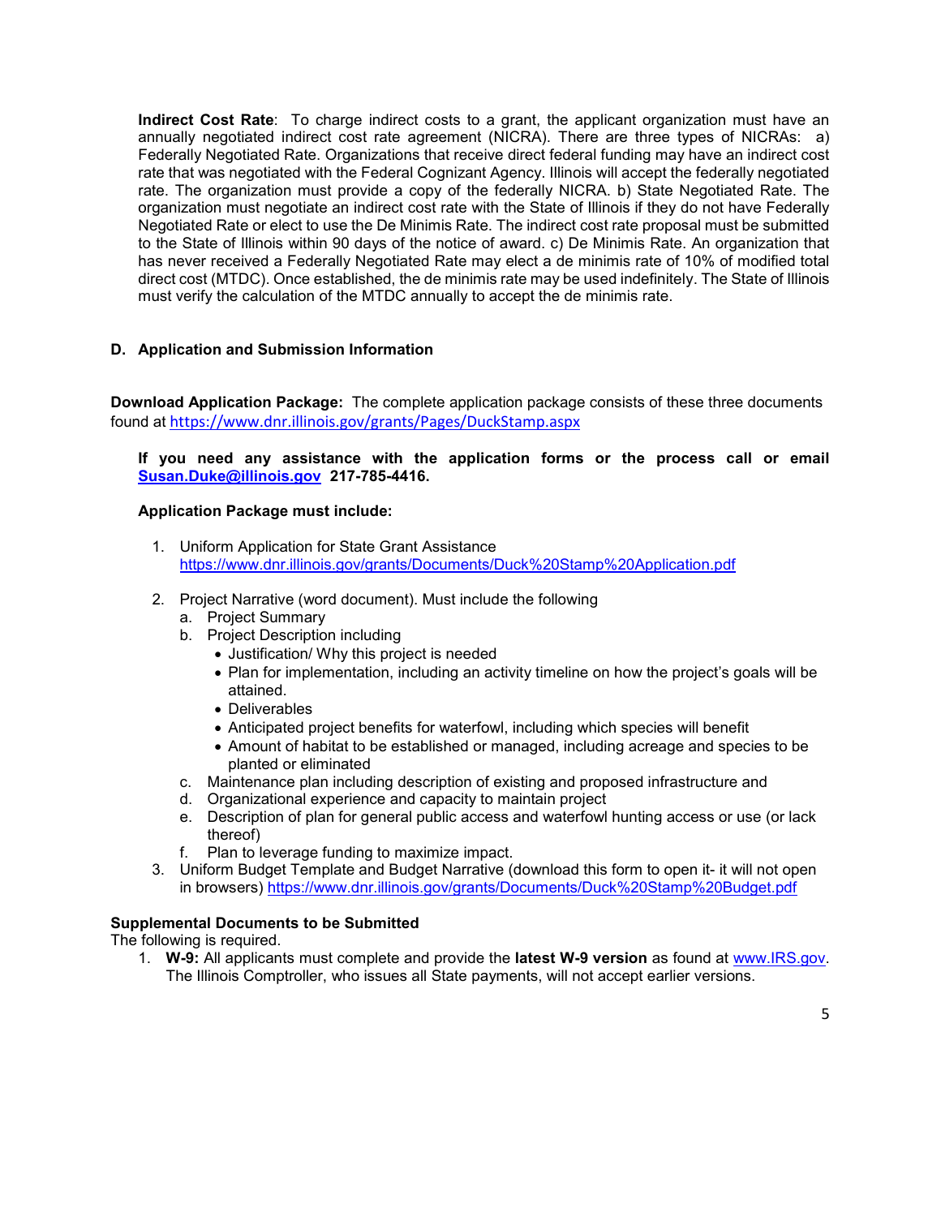**Indirect Cost Rate**: To charge indirect costs to a grant, the applicant organization must have an annually negotiated indirect cost rate agreement (NICRA). There are three types of NICRAs: a) Federally Negotiated Rate. Organizations that receive direct federal funding may have an indirect cost rate that was negotiated with the Federal Cognizant Agency. Illinois will accept the federally negotiated rate. The organization must provide a copy of the federally NICRA. b) State Negotiated Rate. The organization must negotiate an indirect cost rate with the State of Illinois if they do not have Federally Negotiated Rate or elect to use the De Minimis Rate. The indirect cost rate proposal must be submitted to the State of Illinois within 90 days of the notice of award. c) De Minimis Rate. An organization that has never received a Federally Negotiated Rate may elect a de minimis rate of 10% of modified total direct cost (MTDC). Once established, the de minimis rate may be used indefinitely. The State of Illinois must verify the calculation of the MTDC annually to accept the de minimis rate.

## D. Application and Submission Information

**Download Application Package:** The complete application package consists of these three documents found at https://www.dnr.illinois.gov/grants/Pages/DuckStamp.aspx

**If you need any assistance with the application forms or the process call or email Susan.Duke@illinois.gov 217-785-4416.**

**Application Package must include:**

1. Uniform Application for State Grant Assistance https://www.dnr.illinois.gov/grants/Documents/Duck%20Stamp%20Application.pdf

2. Project Narrative (word document). Must include the following
   a. Project Summary
   b. Project Description including
      - Justification/ Why this project is needed
      - Plan for implementation, including an activity timeline on how the project's goals will be attained.
      - Deliverables
      - Anticipated project benefits for waterfowl, including which species will benefit
      - Amount of habitat to be established or managed, including acreage and species to be planted or eliminated
   c. Maintenance plan including description of existing and proposed infrastructure and
   d. Organizational experience and capacity to maintain project
   e. Description of plan for general public access and waterfowl hunting access or use (or lack thereof)
   f. Plan to leverage funding to maximize impact.
3. Uniform Budget Template and Budget Narrative (download this form to open it- it will not open in browsers) https://www.dnr.illinois.gov/grants/Documents/Duck%20Stamp%20Budget.pdf

**Supplemental Documents to be Submitted**
The following is required.

1. **W-9:** All applicants must complete and provide the **latest W-9 version** as found at www.IRS.gov. The Illinois Comptroller, who issues all State payments, will not accept earlier versions.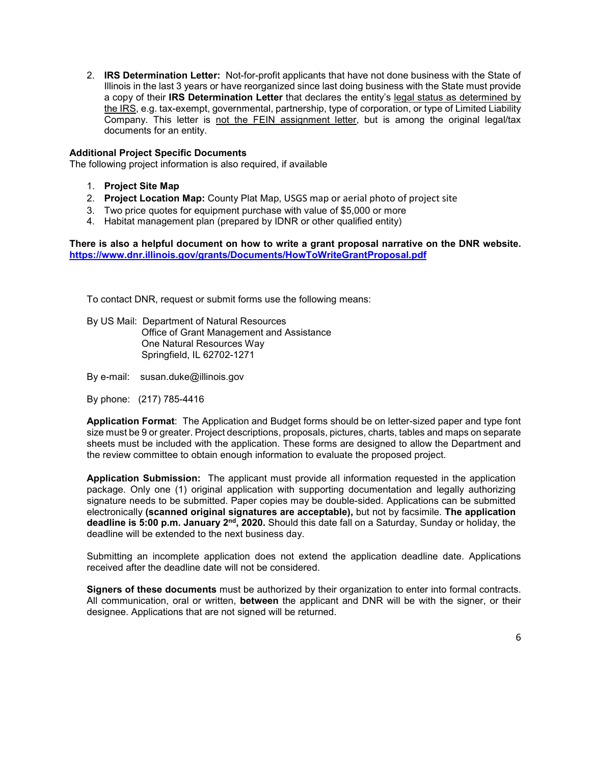2. **IRS Determination Letter:** Not-for-profit applicants that have not done business with the State of Illinois in the last 3 years or have reorganized since last doing business with the State must provide a copy of their **IRS Determination Letter** that declares the entity's legal status as determined by the IRS, e.g. tax-exempt, governmental, partnership, type of corporation, or type of Limited Liability Company. This letter is not the FEIN assignment letter, but is among the original legal/tax documents for an entity.

**Additional Project Specific Documents**

The following project information is also required, if available

1. **Project Site Map**
2. **Project Location Map:** County Plat Map, USGS map or aerial photo of project site
3. Two price quotes for equipment purchase with value of $5,000 or more
4. Habitat management plan (prepared by IDNR or other qualified entity)

**There is also a helpful document on how to write a grant proposal narrative on the DNR website. https://www.dnr.illinois.gov/grants/Documents/HowToWriteGrantProposal.pdf**

To contact DNR, request or submit forms use the following means:

By US Mail: Department of Natural Resources
Office of Grant Management and Assistance
One Natural Resources Way
Springfield, IL 62702-1271

By e-mail: susan.duke@illinois.gov

By phone: (217) 785-4416

**Application Format**: The Application and Budget forms should be on letter-sized paper and type font size must be 9 or greater. Project descriptions, proposals, pictures, charts, tables and maps on separate sheets must be included with the application. These forms are designed to allow the Department and the review committee to obtain enough information to evaluate the proposed project.

**Application Submission:** The applicant must provide all information requested in the application package. Only one (1) original application with supporting documentation and legally authorizing signature needs to be submitted. Paper copies may be double-sided. Applications can be submitted electronically **(scanned original signatures are acceptable),** but not by facsimile. **The application deadline is 5:00 p.m. January 2nd, 2020.** Should this date fall on a Saturday, Sunday or holiday, the deadline will be extended to the next business day.

Submitting an incomplete application does not extend the application deadline date. Applications received after the deadline date will not be considered.

**Signers of these documents** must be authorized by their organization to enter into formal contracts. All communication, oral or written, **between** the applicant and DNR will be with the signer, or their designee. Applications that are not signed will be returned.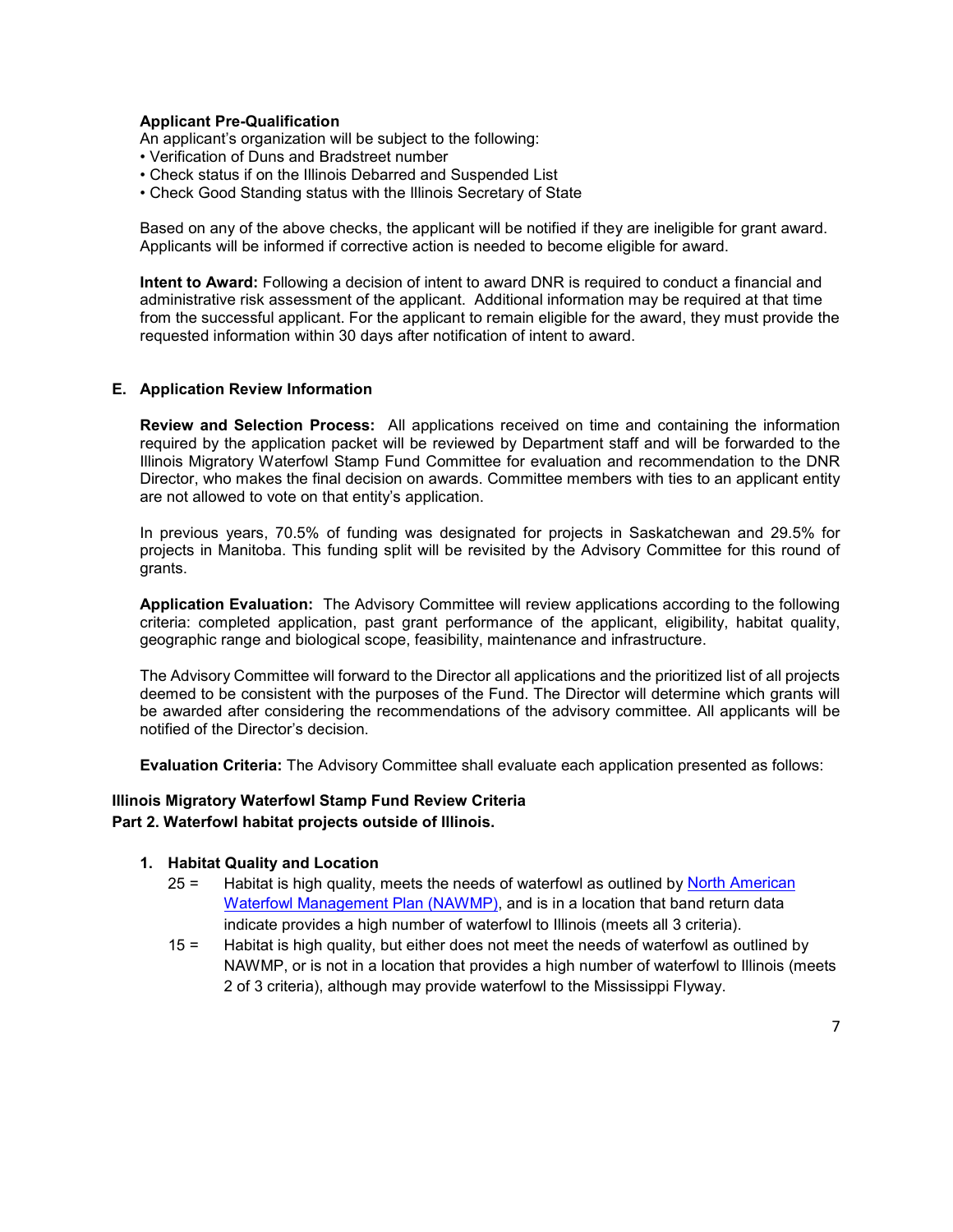**Applicant Pre-Qualification**

An applicant's organization will be subject to the following:

- Verification of Duns and Bradstreet number
- Check status if on the Illinois Debarred and Suspended List
- Check Good Standing status with the Illinois Secretary of State

Based on any of the above checks, the applicant will be notified if they are ineligible for grant award. Applicants will be informed if corrective action is needed to become eligible for award.

**Intent to Award:** Following a decision of intent to award DNR is required to conduct a financial and administrative risk assessment of the applicant. Additional information may be required at that time from the successful applicant. For the applicant to remain eligible for the award, they must provide the requested information within 30 days after notification of intent to award.

## E. Application Review Information

**Review and Selection Process:** All applications received on time and containing the information required by the application packet will be reviewed by Department staff and will be forwarded to the Illinois Migratory Waterfowl Stamp Fund Committee for evaluation and recommendation to the DNR Director, who makes the final decision on awards. Committee members with ties to an applicant entity are not allowed to vote on that entity's application.

In previous years, 70.5% of funding was designated for projects in Saskatchewan and 29.5% for projects in Manitoba. This funding split will be revisited by the Advisory Committee for this round of grants.

**Application Evaluation:** The Advisory Committee will review applications according to the following criteria: completed application, past grant performance of the applicant, eligibility, habitat quality, geographic range and biological scope, feasibility, maintenance and infrastructure.

The Advisory Committee will forward to the Director all applications and the prioritized list of all projects deemed to be consistent with the purposes of the Fund. The Director will determine which grants will be awarded after considering the recommendations of the advisory committee. All applicants will be notified of the Director's decision.

**Evaluation Criteria:** The Advisory Committee shall evaluate each application presented as follows:

**Illinois Migratory Waterfowl Stamp Fund Review Criteria**
**Part 2. Waterfowl habitat projects outside of Illinois.**

1. **Habitat Quality and Location**
   - 25 = Habitat is high quality, meets the needs of waterfowl as outlined by North American Waterfowl Management Plan (NAWMP), and is in a location that band return data indicate provides a high number of waterfowl to Illinois (meets all 3 criteria).
   - 15 = Habitat is high quality, but either does not meet the needs of waterfowl as outlined by NAWMP, or is not in a location that provides a high number of waterfowl to Illinois (meets 2 of 3 criteria), although may provide waterfowl to the Mississippi Flyway.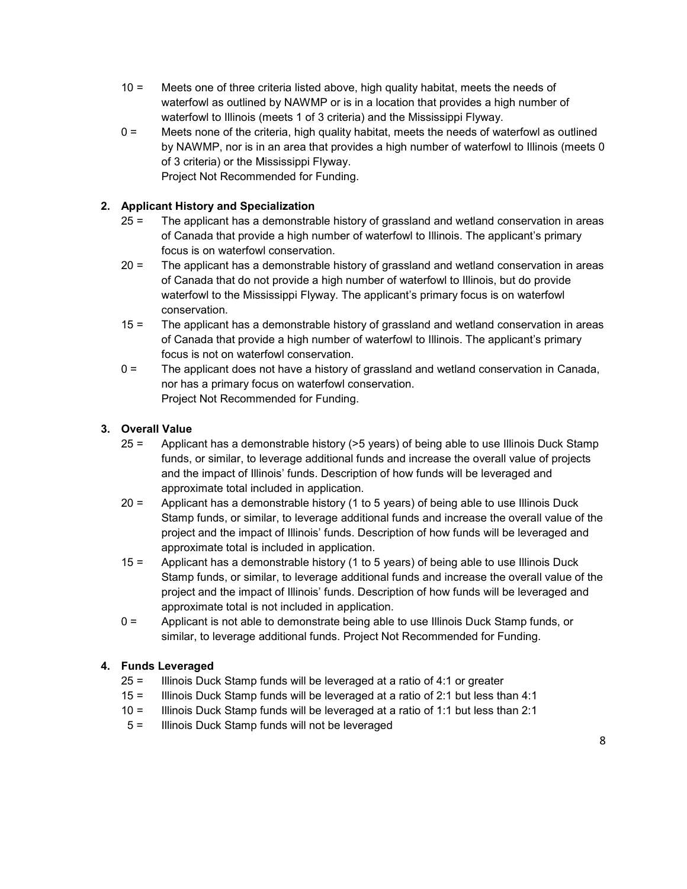10 = Meets one of three criteria listed above, high quality habitat, meets the needs of waterfowl as outlined by NAWMP or is in a location that provides a high number of waterfowl to Illinois (meets 1 of 3 criteria) and the Mississippi Flyway.

0 = Meets none of the criteria, high quality habitat, meets the needs of waterfowl as outlined by NAWMP, nor is in an area that provides a high number of waterfowl to Illinois (meets 0 of 3 criteria) or the Mississippi Flyway.
Project Not Recommended for Funding.

**2. Applicant History and Specialization**

25 = The applicant has a demonstrable history of grassland and wetland conservation in areas of Canada that provide a high number of waterfowl to Illinois. The applicant's primary focus is on waterfowl conservation.

20 = The applicant has a demonstrable history of grassland and wetland conservation in areas of Canada that do not provide a high number of waterfowl to Illinois, but do provide waterfowl to the Mississippi Flyway. The applicant's primary focus is on waterfowl conservation.

15 = The applicant has a demonstrable history of grassland and wetland conservation in areas of Canada that provide a high number of waterfowl to Illinois. The applicant's primary focus is not on waterfowl conservation.

0 = The applicant does not have a history of grassland and wetland conservation in Canada, nor has a primary focus on waterfowl conservation.
Project Not Recommended for Funding.

**3. Overall Value**

25 = Applicant has a demonstrable history (>5 years) of being able to use Illinois Duck Stamp funds, or similar, to leverage additional funds and increase the overall value of projects and the impact of Illinois' funds. Description of how funds will be leveraged and approximate total included in application.

20 = Applicant has a demonstrable history (1 to 5 years) of being able to use Illinois Duck Stamp funds, or similar, to leverage additional funds and increase the overall value of the project and the impact of Illinois' funds. Description of how funds will be leveraged and approximate total is included in application.

15 = Applicant has a demonstrable history (1 to 5 years) of being able to use Illinois Duck Stamp funds, or similar, to leverage additional funds and increase the overall value of the project and the impact of Illinois' funds. Description of how funds will be leveraged and approximate total is not included in application.

0 = Applicant is not able to demonstrate being able to use Illinois Duck Stamp funds, or similar, to leverage additional funds. Project Not Recommended for Funding.

**4. Funds Leveraged**

25 = Illinois Duck Stamp funds will be leveraged at a ratio of 4:1 or greater

15 = Illinois Duck Stamp funds will be leveraged at a ratio of 2:1 but less than 4:1

10 = Illinois Duck Stamp funds will be leveraged at a ratio of 1:1 but less than 2:1

5 = Illinois Duck Stamp funds will not be leveraged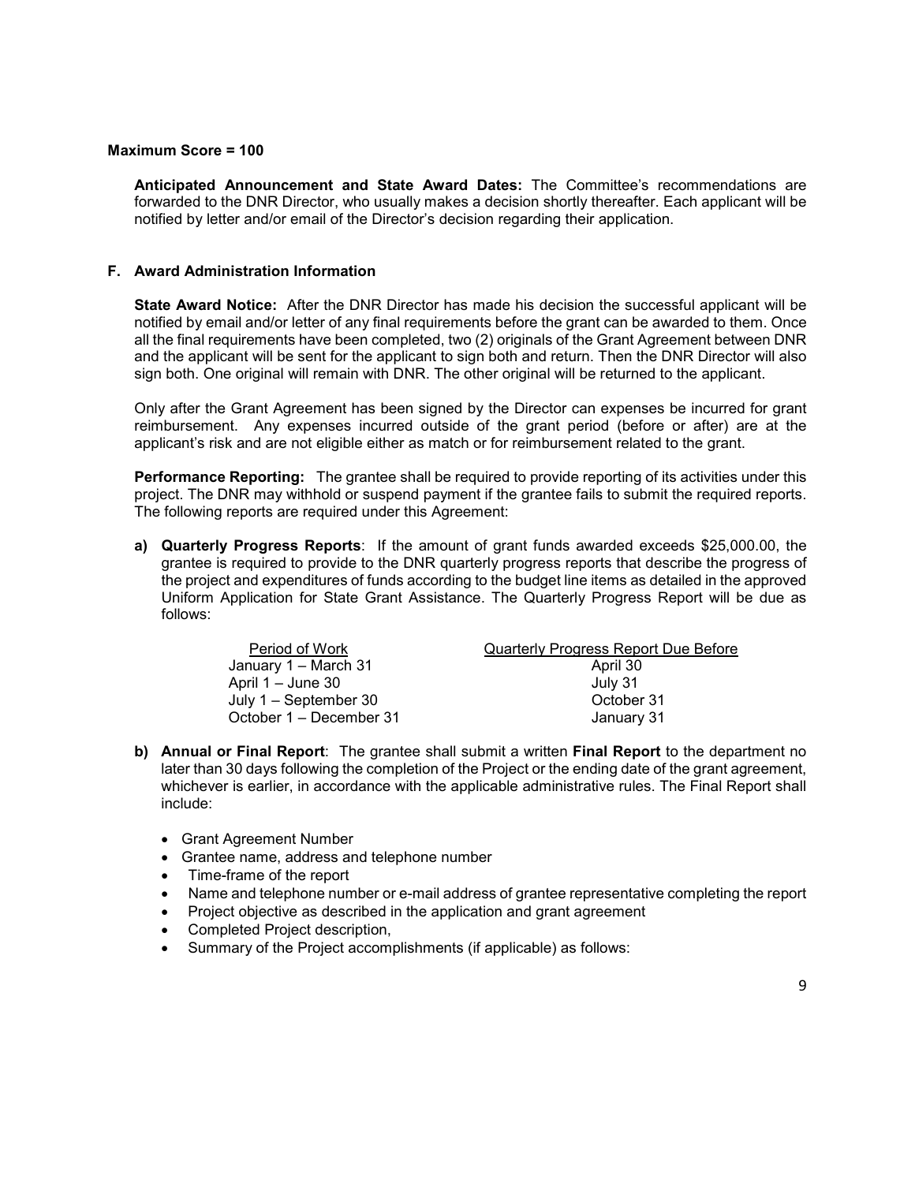**Maximum Score = 100**

**Anticipated Announcement and State Award Dates:** The Committee's recommendations are forwarded to the DNR Director, who usually makes a decision shortly thereafter. Each applicant will be notified by letter and/or email of the Director's decision regarding their application.

## F. Award Administration Information

**State Award Notice:** After the DNR Director has made his decision the successful applicant will be notified by email and/or letter of any final requirements before the grant can be awarded to them. Once all the final requirements have been completed, two (2) originals of the Grant Agreement between DNR and the applicant will be sent for the applicant to sign both and return. Then the DNR Director will also sign both. One original will remain with DNR. The other original will be returned to the applicant.

Only after the Grant Agreement has been signed by the Director can expenses be incurred for grant reimbursement. Any expenses incurred outside of the grant period (before or after) are at the applicant's risk and are not eligible either as match or for reimbursement related to the grant.

**Performance Reporting:** The grantee shall be required to provide reporting of its activities under this project. The DNR may withhold or suspend payment if the grantee fails to submit the required reports. The following reports are required under this Agreement:

**a) Quarterly Progress Reports**: If the amount of grant funds awarded exceeds $25,000.00, the grantee is required to provide to the DNR quarterly progress reports that describe the progress of the project and expenditures of funds according to the budget line items as detailed in the approved Uniform Application for State Grant Assistance. The Quarterly Progress Report will be due as follows:

| Period of Work | Quarterly Progress Report Due Before |
|---|---|
| January 1 – March 31 | April 30 |
| April 1 – June 30 | July 31 |
| July 1 – September 30 | October 31 |
| October 1 – December 31 | January 31 |

**b) Annual or Final Report**: The grantee shall submit a written **Final Report** to the department no later than 30 days following the completion of the Project or the ending date of the grant agreement, whichever is earlier, in accordance with the applicable administrative rules. The Final Report shall include:

- Grant Agreement Number
- Grantee name, address and telephone number
- Time-frame of the report
- Name and telephone number or e-mail address of grantee representative completing the report
- Project objective as described in the application and grant agreement
- Completed Project description,
- Summary of the Project accomplishments (if applicable) as follows: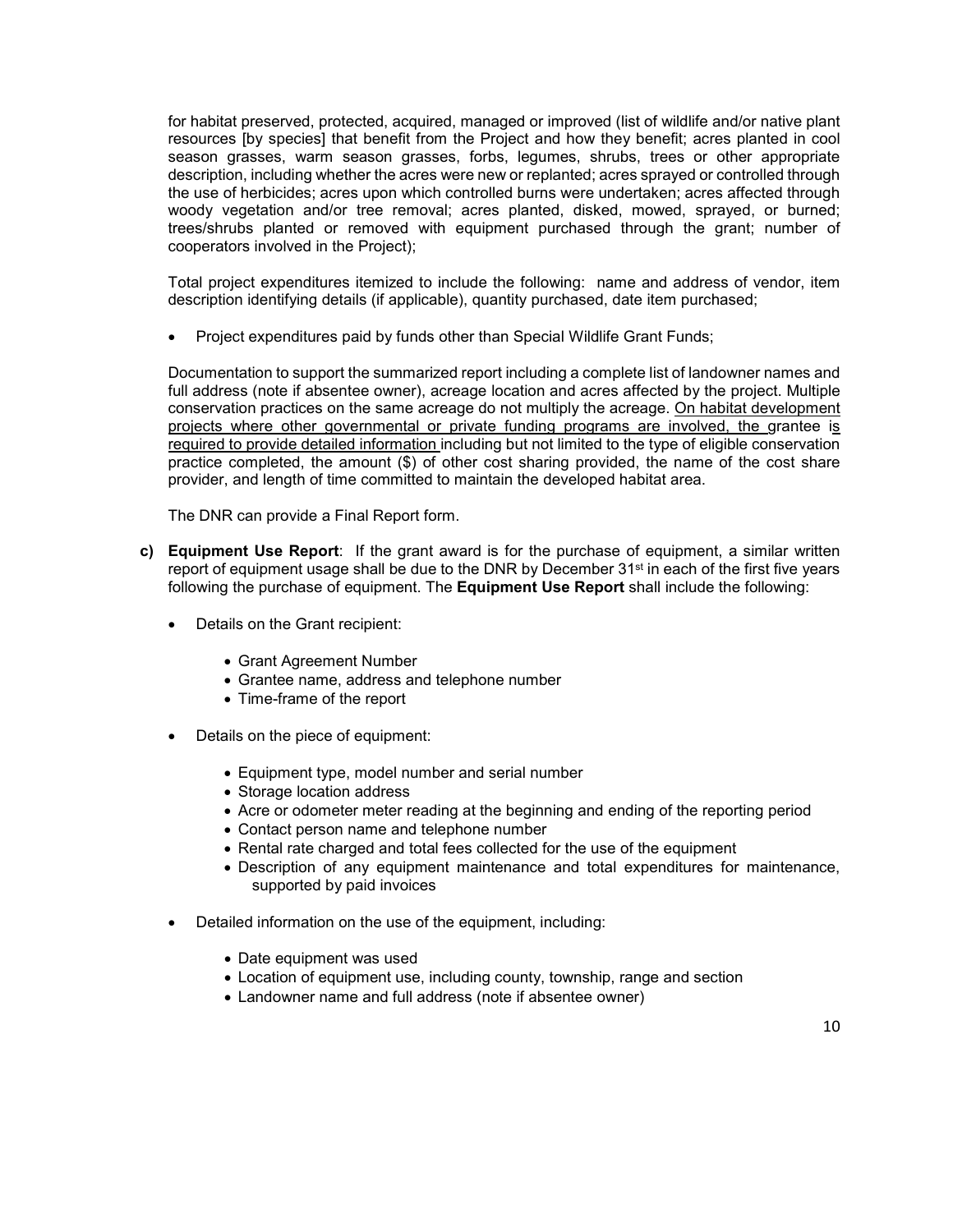for habitat preserved, protected, acquired, managed or improved (list of wildlife and/or native plant resources [by species] that benefit from the Project and how they benefit; acres planted in cool season grasses, warm season grasses, forbs, legumes, shrubs, trees or other appropriate description, including whether the acres were new or replanted; acres sprayed or controlled through the use of herbicides; acres upon which controlled burns were undertaken; acres affected through woody vegetation and/or tree removal; acres planted, disked, mowed, sprayed, or burned; trees/shrubs planted or removed with equipment purchased through the grant; number of cooperators involved in the Project);

Total project expenditures itemized to include the following: name and address of vendor, item description identifying details (if applicable), quantity purchased, date item purchased;

- Project expenditures paid by funds other than Special Wildlife Grant Funds;

Documentation to support the summarized report including a complete list of landowner names and full address (note if absentee owner), acreage location and acres affected by the project. Multiple conservation practices on the same acreage do not multiply the acreage. <u>On habitat development projects where other governmental or private funding programs are involved, the grantee is required to provide detailed information</u> including but not limited to the type of eligible conservation practice completed, the amount ($) of other cost sharing provided, the name of the cost share provider, and length of time committed to maintain the developed habitat area.

The DNR can provide a Final Report form.

**c) Equipment Use Report**: If the grant award is for the purchase of equipment, a similar written report of equipment usage shall be due to the DNR by December 31st in each of the first five years following the purchase of equipment. The **Equipment Use Report** shall include the following:

- Details on the Grant recipient:
  - Grant Agreement Number
  - Grantee name, address and telephone number
  - Time-frame of the report
- Details on the piece of equipment:
  - Equipment type, model number and serial number
  - Storage location address
  - Acre or odometer meter reading at the beginning and ending of the reporting period
  - Contact person name and telephone number
  - Rental rate charged and total fees collected for the use of the equipment
  - Description of any equipment maintenance and total expenditures for maintenance, supported by paid invoices
- Detailed information on the use of the equipment, including:
  - Date equipment was used
  - Location of equipment use, including county, township, range and section
  - Landowner name and full address (note if absentee owner)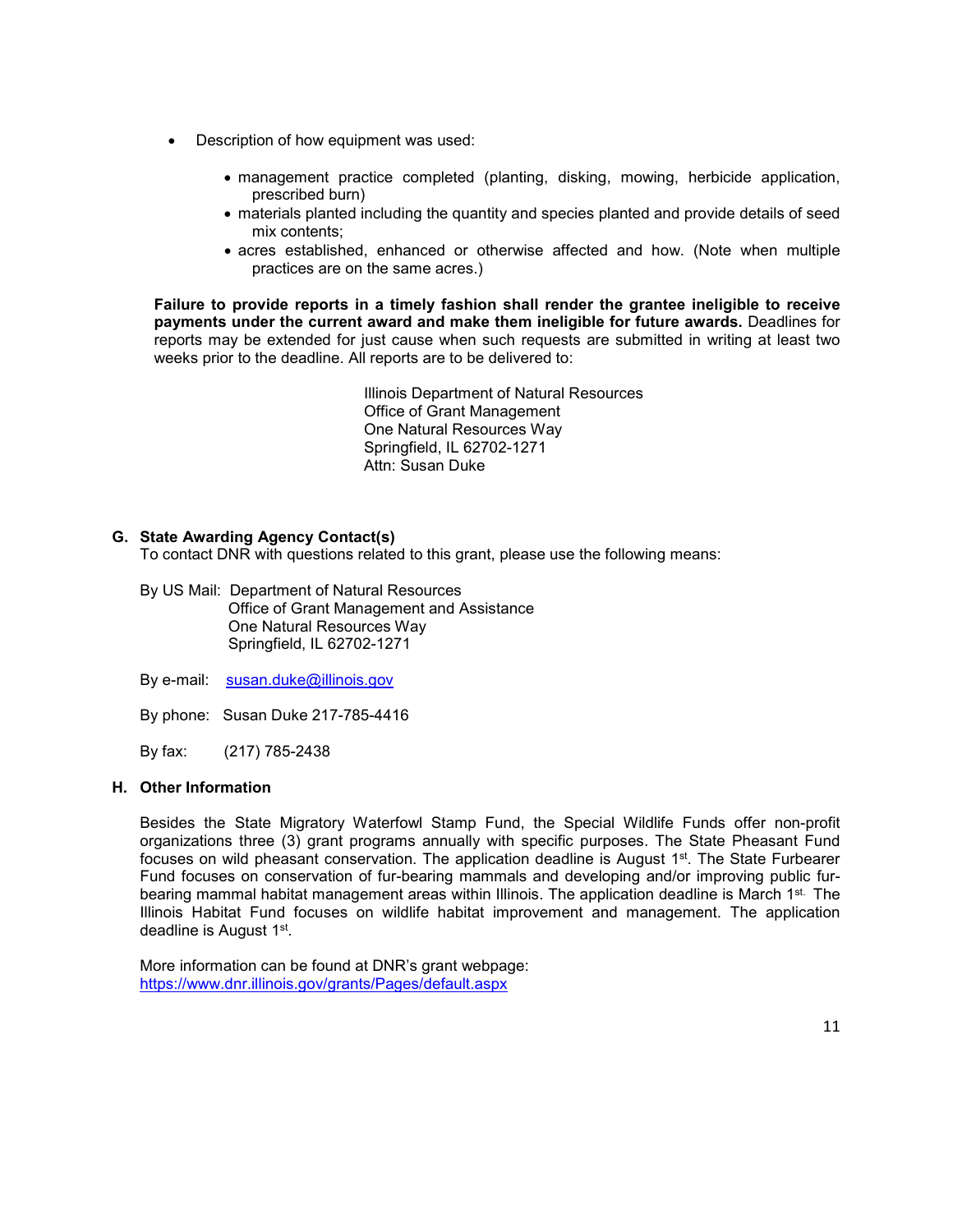- Description of how equipment was used:
  - management practice completed (planting, disking, mowing, herbicide application, prescribed burn)
  - materials planted including the quantity and species planted and provide details of seed mix contents;
  - acres established, enhanced or otherwise affected and how. (Note when multiple practices are on the same acres.)

**Failure to provide reports in a timely fashion shall render the grantee ineligible to receive payments under the current award and make them ineligible for future awards.** Deadlines for reports may be extended for just cause when such requests are submitted in writing at least two weeks prior to the deadline. All reports are to be delivered to:

Illinois Department of Natural Resources
Office of Grant Management
One Natural Resources Way
Springfield, IL 62702-1271
Attn: Susan Duke

**G. State Awarding Agency Contact(s)**

To contact DNR with questions related to this grant, please use the following means:

By US Mail: Department of Natural Resources
Office of Grant Management and Assistance
One Natural Resources Way
Springfield, IL 62702-1271

By e-mail: susan.duke@illinois.gov

By phone: Susan Duke 217-785-4416

By fax: (217) 785-2438

**H. Other Information**

Besides the State Migratory Waterfowl Stamp Fund, the Special Wildlife Funds offer non-profit organizations three (3) grant programs annually with specific purposes. The State Pheasant Fund focuses on wild pheasant conservation. The application deadline is August 1st. The State Furbearer Fund focuses on conservation of fur-bearing mammals and developing and/or improving public fur-bearing mammal habitat management areas within Illinois. The application deadline is March 1st. The Illinois Habitat Fund focuses on wildlife habitat improvement and management. The application deadline is August 1st.

More information can be found at DNR's grant webpage:
https://www.dnr.illinois.gov/grants/Pages/default.aspx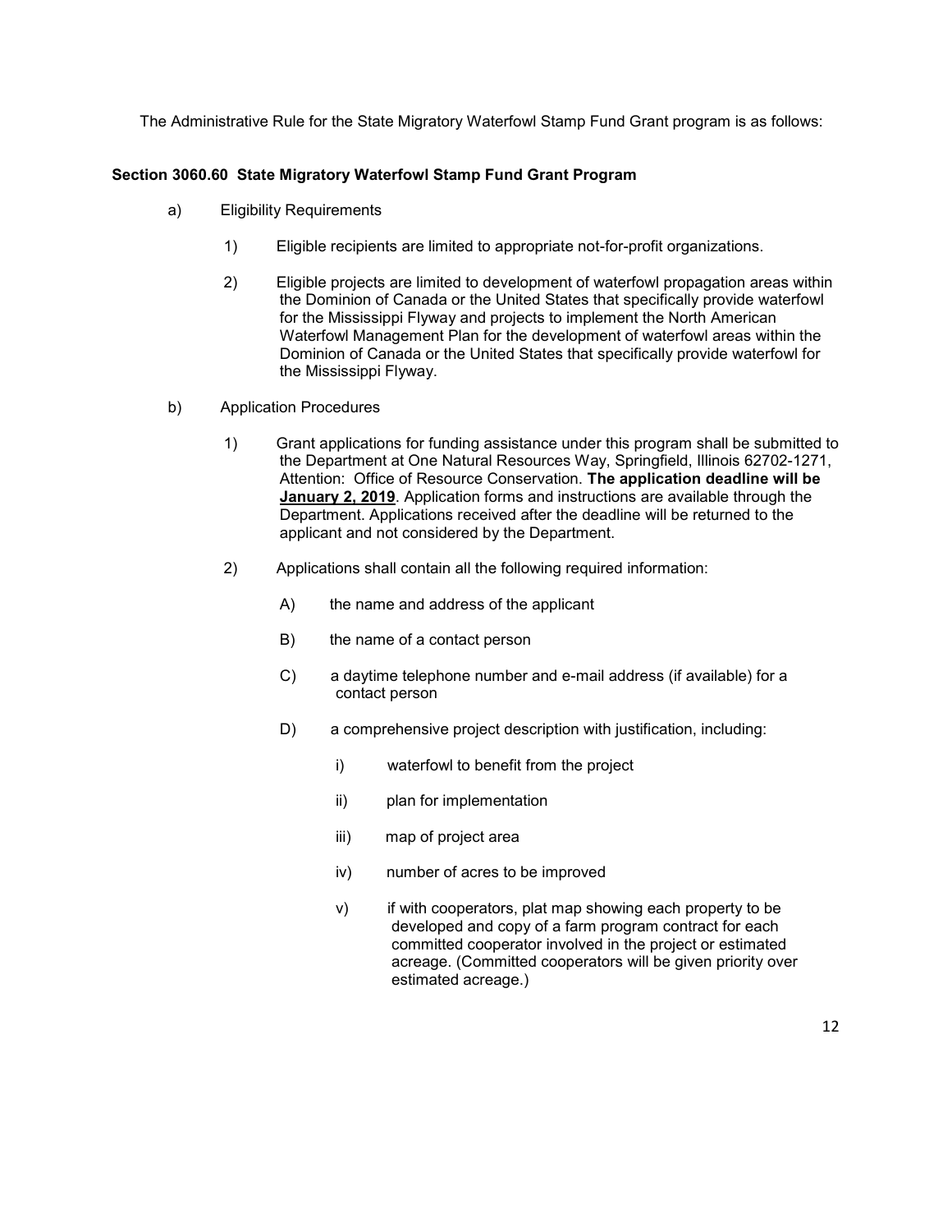The Administrative Rule for the State Migratory Waterfowl Stamp Fund Grant program is as follows:

**Section 3060.60 State Migratory Waterfowl Stamp Fund Grant Program**

a) Eligibility Requirements

   1) Eligible recipients are limited to appropriate not-for-profit organizations.

   2) Eligible projects are limited to development of waterfowl propagation areas within the Dominion of Canada or the United States that specifically provide waterfowl for the Mississippi Flyway and projects to implement the North American Waterfowl Management Plan for the development of waterfowl areas within the Dominion of Canada or the United States that specifically provide waterfowl for the Mississippi Flyway.

b) Application Procedures

   1) Grant applications for funding assistance under this program shall be submitted to the Department at One Natural Resources Way, Springfield, Illinois 62702-1271, Attention: Office of Resource Conservation. **The application deadline will be <u>January 2, 2019</u>**. Application forms and instructions are available through the Department. Applications received after the deadline will be returned to the applicant and not considered by the Department.

   2) Applications shall contain all the following required information:

      A) the name and address of the applicant

      B) the name of a contact person

      C) a daytime telephone number and e-mail address (if available) for a contact person

      D) a comprehensive project description with justification, including:

         i) waterfowl to benefit from the project

         ii) plan for implementation

         iii) map of project area

         iv) number of acres to be improved

         v) if with cooperators, plat map showing each property to be developed and copy of a farm program contract for each committed cooperator involved in the project or estimated acreage. (Committed cooperators will be given priority over estimated acreage.)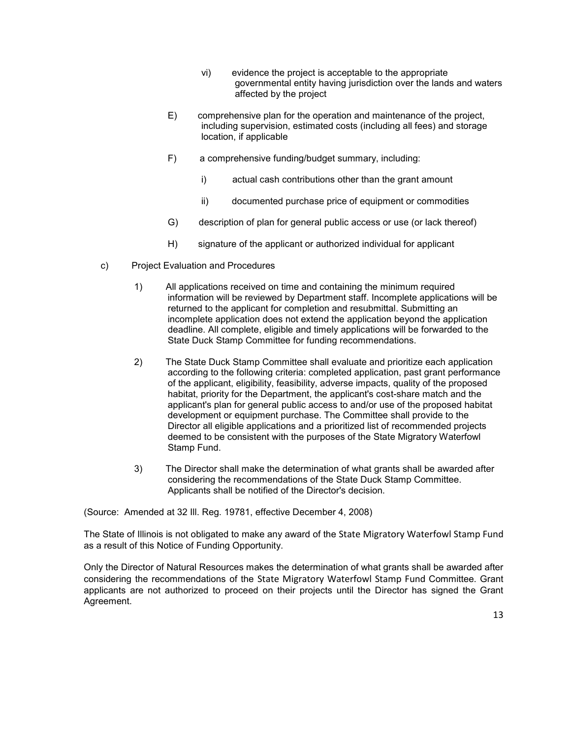vi) evidence the project is acceptable to the appropriate governmental entity having jurisdiction over the lands and waters affected by the project

E) comprehensive plan for the operation and maintenance of the project, including supervision, estimated costs (including all fees) and storage location, if applicable

F) a comprehensive funding/budget summary, including:

i) actual cash contributions other than the grant amount

ii) documented purchase price of equipment or commodities

G) description of plan for general public access or use (or lack thereof)

H) signature of the applicant or authorized individual for applicant

c) Project Evaluation and Procedures

1) All applications received on time and containing the minimum required information will be reviewed by Department staff. Incomplete applications will be returned to the applicant for completion and resubmittal. Submitting an incomplete application does not extend the application beyond the application deadline. All complete, eligible and timely applications will be forwarded to the State Duck Stamp Committee for funding recommendations.

2) The State Duck Stamp Committee shall evaluate and prioritize each application according to the following criteria: completed application, past grant performance of the applicant, eligibility, feasibility, adverse impacts, quality of the proposed habitat, priority for the Department, the applicant's cost-share match and the applicant's plan for general public access to and/or use of the proposed habitat development or equipment purchase. The Committee shall provide to the Director all eligible applications and a prioritized list of recommended projects deemed to be consistent with the purposes of the State Migratory Waterfowl Stamp Fund.

3) The Director shall make the determination of what grants shall be awarded after considering the recommendations of the State Duck Stamp Committee. Applicants shall be notified of the Director's decision.

(Source: Amended at 32 Ill. Reg. 19781, effective December 4, 2008)

The State of Illinois is not obligated to make any award of the State Migratory Waterfowl Stamp Fund as a result of this Notice of Funding Opportunity.

Only the Director of Natural Resources makes the determination of what grants shall be awarded after considering the recommendations of the State Migratory Waterfowl Stamp Fund Committee. Grant applicants are not authorized to proceed on their projects until the Director has signed the Grant Agreement.